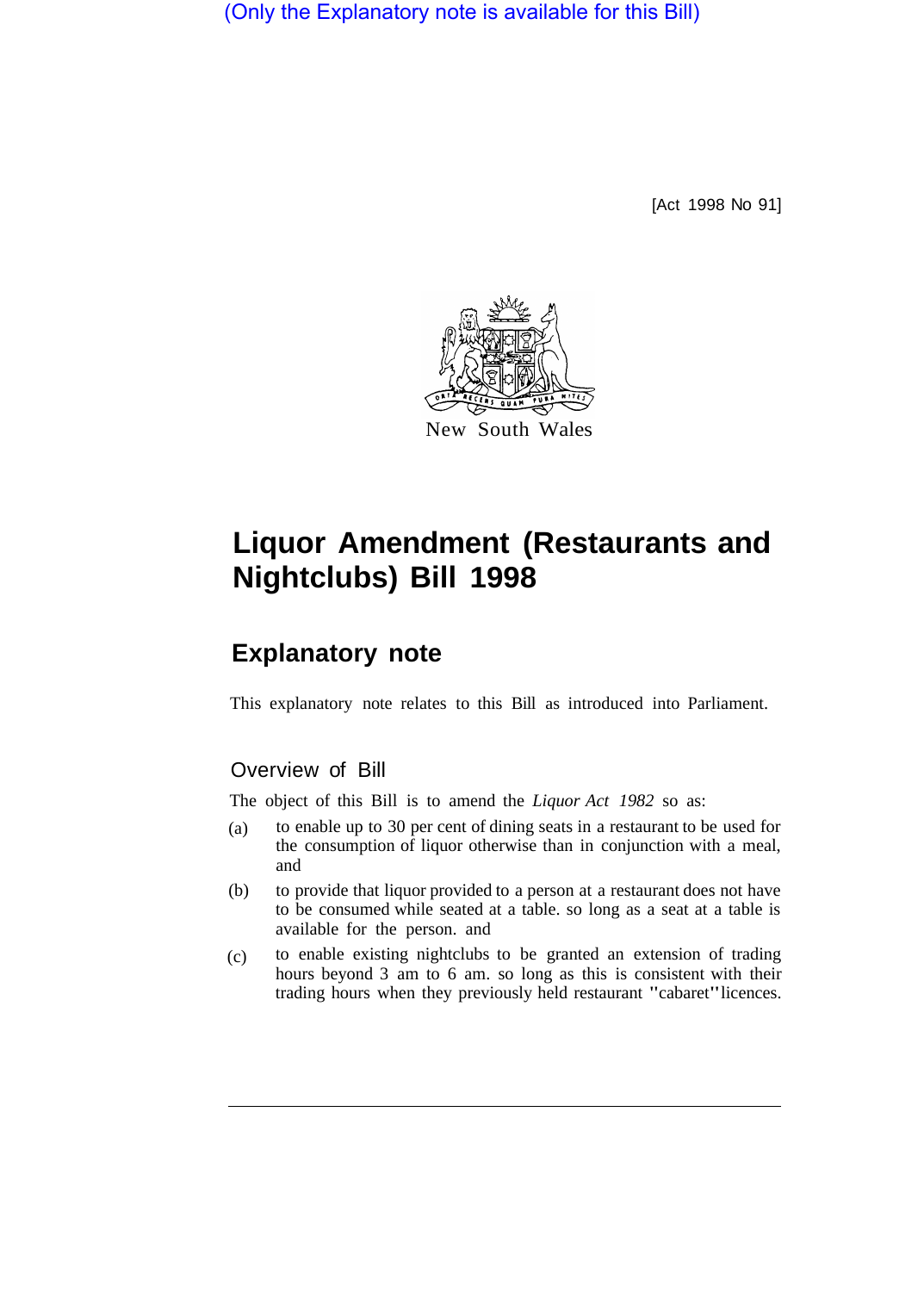(Only the Explanatory note is available for this Bill)

[Act 1998 No 91]

New South Wales

# Liquor Amendment (Restaurants and Nightclubs) Bill 1998

## Explanatory note

This explanatory note relates to this Bill as introduced into Parliament.

### Overview of Bill

The object of this Bill is to amend the *Liquor Act 1982* so as:

(a) to enable up to 30 per cent of dining seats in a restaurant to be used for the consumption of liquor otherwise than in conjunction with a meal, and

(b) to provide that liquor provided to a person at a restaurant does not have to be consumed while seated at a table. so long as a seat at a table is available for the person. and

(c) to enable existing nightclubs to be granted an extension of trading hours beyond 3 am to 6 am. so long as this is consistent with their trading hours when they previously held restaurant "cabaret" licences.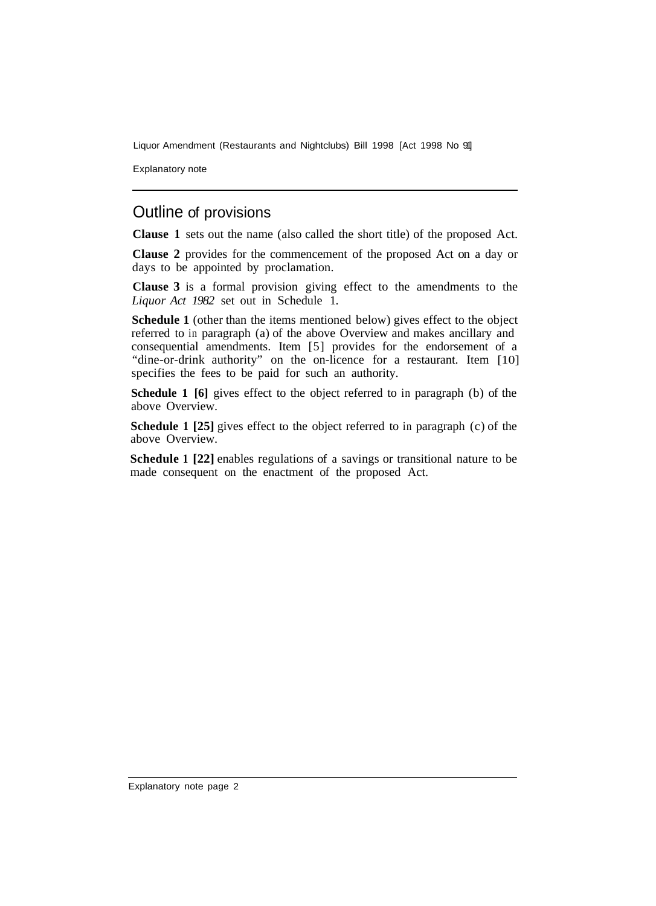## Outline of provisions

**Clause 1** sets out the name (also called the short title) of the proposed Act.

**Clause 2** provides for the commencement of the proposed Act on a day or days to be appointed by proclamation.

**Clause 3** is a formal provision giving effect to the amendments to the *Liquor Act 1982* set out in Schedule 1.

**Schedule 1** (other than the items mentioned below) gives effect to the object referred to in paragraph (a) of the above Overview and makes ancillary and consequential amendments. Item [5] provides for the endorsement of a "dine-or-drink authority" on the on-licence for a restaurant. Item [10] specifies the fees to be paid for such an authority.

**Schedule 1 [6]** gives effect to the object referred to in paragraph (b) of the above Overview.

**Schedule 1 [25]** gives effect to the object referred to in paragraph (c) of the above Overview.

**Schedule 1 [22]** enables regulations of a savings or transitional nature to be made consequent on the enactment of the proposed Act.